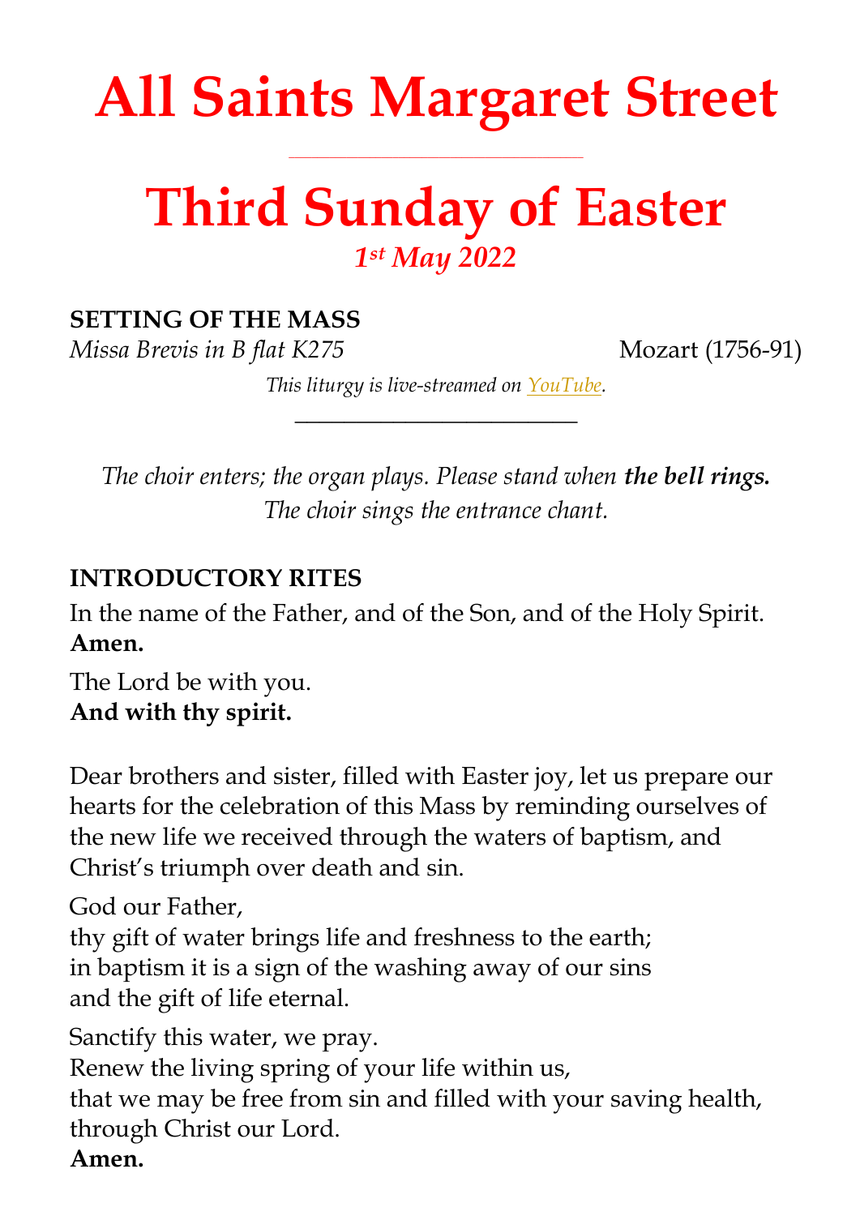# All Saints Margaret Street

---

# Third Sunday of Easter

*1st May 2022*

**SETTING OF THE MASS**

*Missa Brevis in B flat K275* Mozart (1756-91)

*This liturgy is live-streamed on YouTube.*

---

*The choir enters; the organ plays. Please stand when* ***the bell rings.***
*The choir sings the entrance chant.*

**INTRODUCTORY RITES**

In the name of the Father, and of the Son, and of the Holy Spirit.
**Amen.**

The Lord be with you.
**And with thy spirit.**

Dear brothers and sister, filled with Easter joy, let us prepare our hearts for the celebration of this Mass by reminding ourselves of the new life we received through the waters of baptism, and Christ's triumph over death and sin.

God our Father,
thy gift of water brings life and freshness to the earth;
in baptism it is a sign of the washing away of our sins
and the gift of life eternal.

Sanctify this water, we pray.
Renew the living spring of your life within us,
that we may be free from sin and filled with your saving health,
through Christ our Lord.
**Amen.**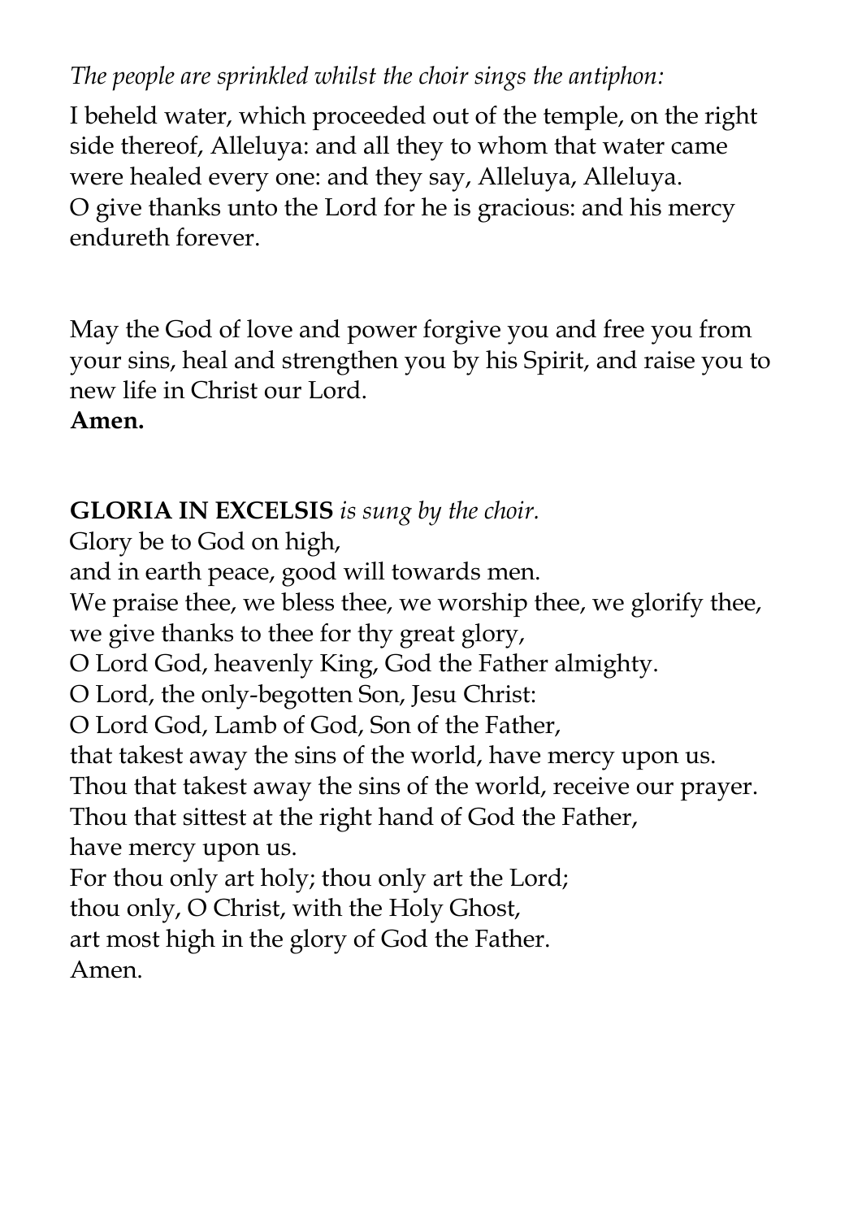*The people are sprinkled whilst the choir sings the antiphon:*

I beheld water, which proceeded out of the temple, on the right side thereof, Alleluya: and all they to whom that water came were healed every one: and they say, Alleluya, Alleluya.
O give thanks unto the Lord for he is gracious: and his mercy endureth forever.

May the God of love and power forgive you and free you from your sins, heal and strengthen you by his Spirit, and raise you to new life in Christ our Lord.
**Amen.**

**GLORIA IN EXCELSIS** *is sung by the choir.*

Glory be to God on high,
and in earth peace, good will towards men.
We praise thee, we bless thee, we worship thee, we glorify thee,
we give thanks to thee for thy great glory,
O Lord God, heavenly King, God the Father almighty.
O Lord, the only-begotten Son, Jesu Christ:
O Lord God, Lamb of God, Son of the Father,
that takest away the sins of the world, have mercy upon us.
Thou that takest away the sins of the world, receive our prayer.
Thou that sittest at the right hand of God the Father,
have mercy upon us.
For thou only art holy; thou only art the Lord;
thou only, O Christ, with the Holy Ghost,
art most high in the glory of God the Father.
Amen.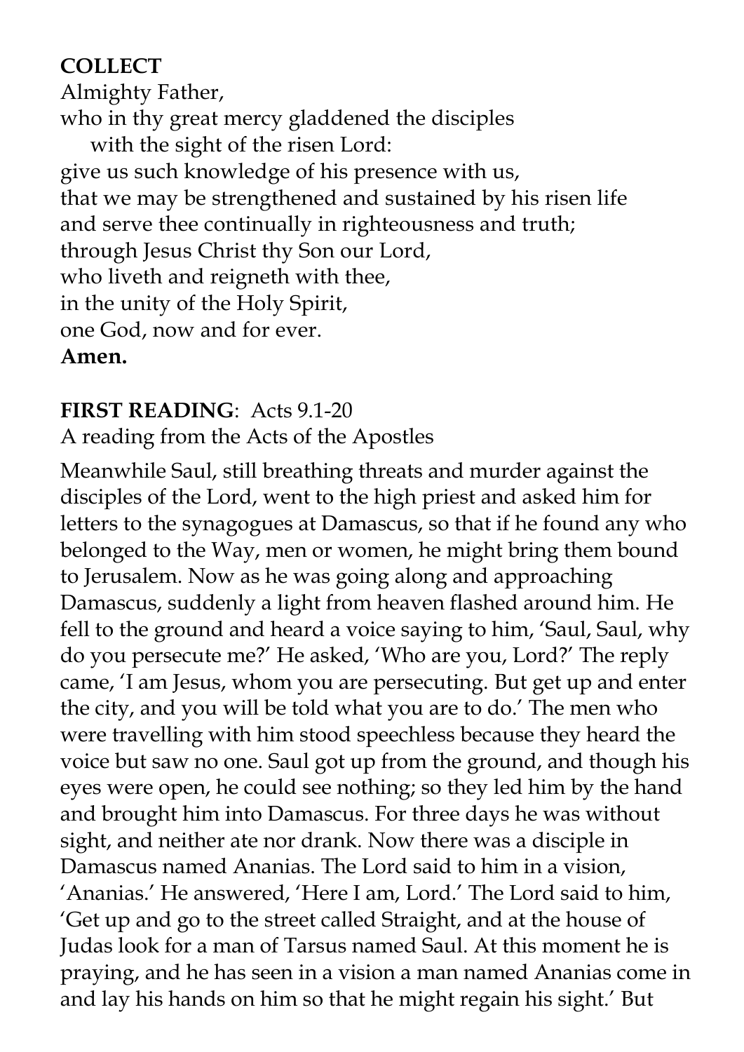**COLLECT**

Almighty Father,  
who in thy great mercy gladdened the disciples  
with the sight of the risen Lord:  
give us such knowledge of his presence with us,  
that we may be strengthened and sustained by his risen life  
and serve thee continually in righteousness and truth;  
through Jesus Christ thy Son our Lord,  
who liveth and reigneth with thee,  
in the unity of the Holy Spirit,  
one God, now and for ever.  
**Amen.**

**FIRST READING**: Acts 9.1-20  
A reading from the Acts of the Apostles

Meanwhile Saul, still breathing threats and murder against the disciples of the Lord, went to the high priest and asked him for letters to the synagogues at Damascus, so that if he found any who belonged to the Way, men or women, he might bring them bound to Jerusalem. Now as he was going along and approaching Damascus, suddenly a light from heaven flashed around him. He fell to the ground and heard a voice saying to him, 'Saul, Saul, why do you persecute me?' He asked, 'Who are you, Lord?' The reply came, 'I am Jesus, whom you are persecuting. But get up and enter the city, and you will be told what you are to do.' The men who were travelling with him stood speechless because they heard the voice but saw no one. Saul got up from the ground, and though his eyes were open, he could see nothing; so they led him by the hand and brought him into Damascus. For three days he was without sight, and neither ate nor drank. Now there was a disciple in Damascus named Ananias. The Lord said to him in a vision, 'Ananias.' He answered, 'Here I am, Lord.' The Lord said to him, 'Get up and go to the street called Straight, and at the house of Judas look for a man of Tarsus named Saul. At this moment he is praying, and he has seen in a vision a man named Ananias come in and lay his hands on him so that he might regain his sight.' But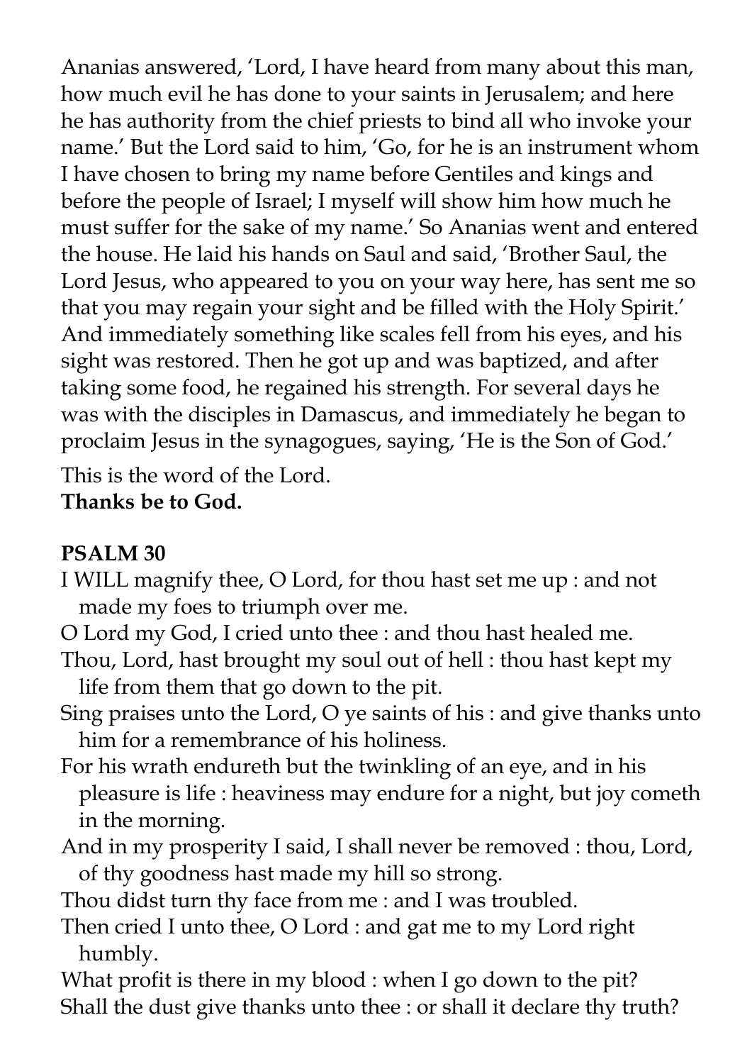Ananias answered, 'Lord, I have heard from many about this man, how much evil he has done to your saints in Jerusalem; and here he has authority from the chief priests to bind all who invoke your name.' But the Lord said to him, 'Go, for he is an instrument whom I have chosen to bring my name before Gentiles and kings and before the people of Israel; I myself will show him how much he must suffer for the sake of my name.' So Ananias went and entered the house. He laid his hands on Saul and said, 'Brother Saul, the Lord Jesus, who appeared to you on your way here, has sent me so that you may regain your sight and be filled with the Holy Spirit.' And immediately something like scales fell from his eyes, and his sight was restored. Then he got up and was baptized, and after taking some food, he regained his strength. For several days he was with the disciples in Damascus, and immediately he began to proclaim Jesus in the synagogues, saying, 'He is the Son of God.'

This is the word of the Lord.
**Thanks be to God.**

**PSALM 30**

I WILL magnify thee, O Lord, for thou hast set me up : and not made my foes to triumph over me.

O Lord my God, I cried unto thee : and thou hast healed me.

Thou, Lord, hast brought my soul out of hell : thou hast kept my life from them that go down to the pit.

Sing praises unto the Lord, O ye saints of his : and give thanks unto him for a remembrance of his holiness.

For his wrath endureth but the twinkling of an eye, and in his pleasure is life : heaviness may endure for a night, but joy cometh in the morning.

And in my prosperity I said, I shall never be removed : thou, Lord, of thy goodness hast made my hill so strong.

Thou didst turn thy face from me : and I was troubled.

Then cried I unto thee, O Lord : and gat me to my Lord right humbly.

What profit is there in my blood : when I go down to the pit?

Shall the dust give thanks unto thee : or shall it declare thy truth?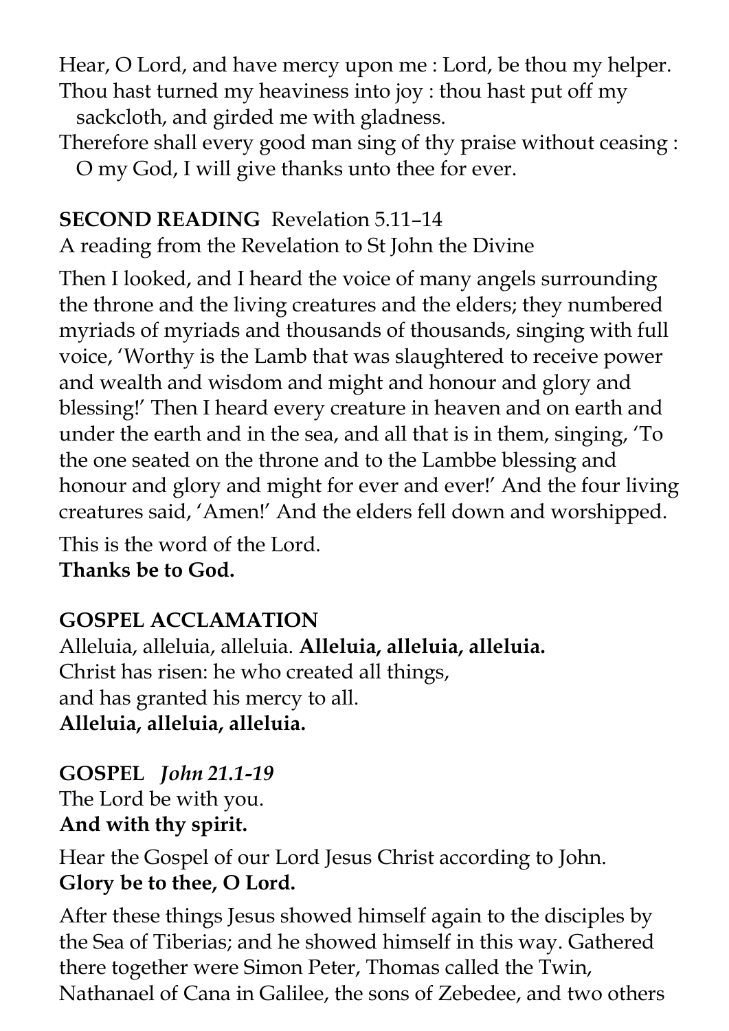Hear, O Lord, and have mercy upon me : Lord, be thou my helper.
Thou hast turned my heaviness into joy : thou hast put off my sackcloth, and girded me with gladness.
Therefore shall every good man sing of thy praise without ceasing : O my God, I will give thanks unto thee for ever.

**SECOND READING** Revelation 5.11–14
A reading from the Revelation to St John the Divine

Then I looked, and I heard the voice of many angels surrounding the throne and the living creatures and the elders; they numbered myriads of myriads and thousands of thousands, singing with full voice, 'Worthy is the Lamb that was slaughtered to receive power and wealth and wisdom and might and honour and glory and blessing!' Then I heard every creature in heaven and on earth and under the earth and in the sea, and all that is in them, singing, 'To the one seated on the throne and to the Lambbe blessing and honour and glory and might for ever and ever!' And the four living creatures said, 'Amen!' And the elders fell down and worshipped.

This is the word of the Lord.
**Thanks be to God.**

**GOSPEL ACCLAMATION**
Alleluia, alleluia, alleluia. **Alleluia, alleluia, alleluia.**
Christ has risen: he who created all things,
and has granted his mercy to all.
**Alleluia, alleluia, alleluia.**

**GOSPEL** ***John 21.1-19***
The Lord be with you.
**And with thy spirit.**

Hear the Gospel of our Lord Jesus Christ according to John.
**Glory be to thee, O Lord.**

After these things Jesus showed himself again to the disciples by the Sea of Tiberias; and he showed himself in this way. Gathered there together were Simon Peter, Thomas called the Twin, Nathanael of Cana in Galilee, the sons of Zebedee, and two others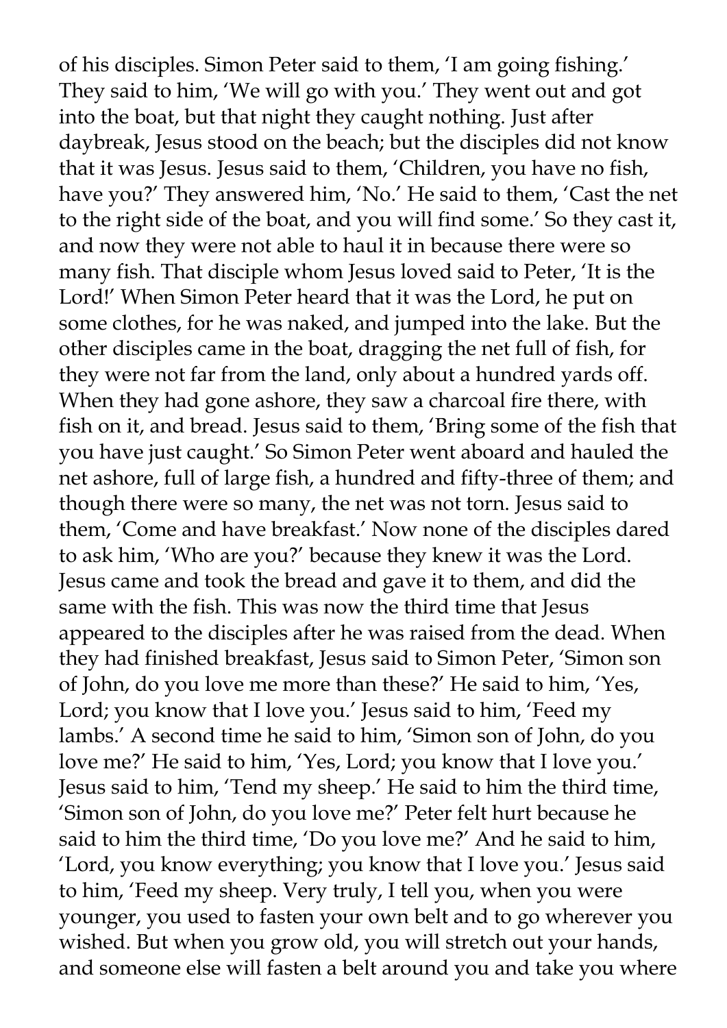of his disciples. Simon Peter said to them, 'I am going fishing.' They said to him, 'We will go with you.' They went out and got into the boat, but that night they caught nothing. Just after daybreak, Jesus stood on the beach; but the disciples did not know that it was Jesus. Jesus said to them, 'Children, you have no fish, have you?' They answered him, 'No.' He said to them, 'Cast the net to the right side of the boat, and you will find some.' So they cast it, and now they were not able to haul it in because there were so many fish. That disciple whom Jesus loved said to Peter, 'It is the Lord!' When Simon Peter heard that it was the Lord, he put on some clothes, for he was naked, and jumped into the lake. But the other disciples came in the boat, dragging the net full of fish, for they were not far from the land, only about a hundred yards off. When they had gone ashore, they saw a charcoal fire there, with fish on it, and bread. Jesus said to them, 'Bring some of the fish that you have just caught.' So Simon Peter went aboard and hauled the net ashore, full of large fish, a hundred and fifty-three of them; and though there were so many, the net was not torn. Jesus said to them, 'Come and have breakfast.' Now none of the disciples dared to ask him, 'Who are you?' because they knew it was the Lord. Jesus came and took the bread and gave it to them, and did the same with the fish. This was now the third time that Jesus appeared to the disciples after he was raised from the dead. When they had finished breakfast, Jesus said to Simon Peter, 'Simon son of John, do you love me more than these?' He said to him, 'Yes, Lord; you know that I love you.' Jesus said to him, 'Feed my lambs.' A second time he said to him, 'Simon son of John, do you love me?' He said to him, 'Yes, Lord; you know that I love you.' Jesus said to him, 'Tend my sheep.' He said to him the third time, 'Simon son of John, do you love me?' Peter felt hurt because he said to him the third time, 'Do you love me?' And he said to him, 'Lord, you know everything; you know that I love you.' Jesus said to him, 'Feed my sheep. Very truly, I tell you, when you were younger, you used to fasten your own belt and to go wherever you wished. But when you grow old, you will stretch out your hands, and someone else will fasten a belt around you and take you where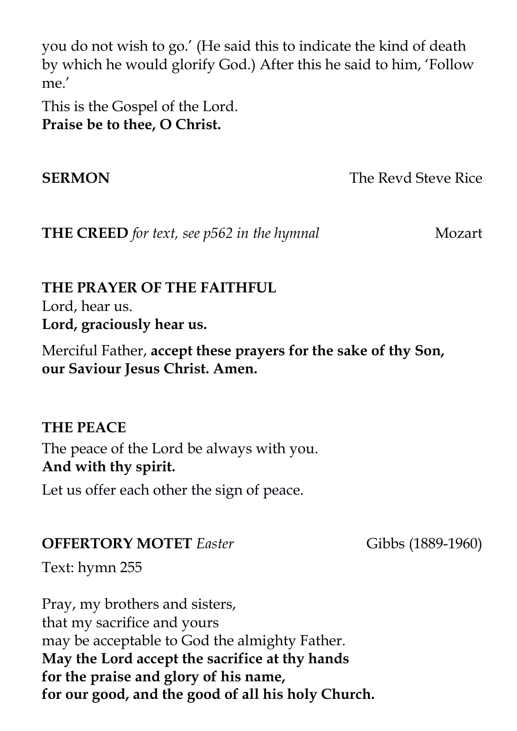you do not wish to go.' (He said this to indicate the kind of death by which he would glorify God.) After this he said to him, 'Follow me.'

This is the Gospel of the Lord.
**Praise be to thee, O Christ.**

**SERMON** The Revd Steve Rice

**THE CREED** *for text, see p562 in the hymnal* Mozart

**THE PRAYER OF THE FAITHFUL**
Lord, hear us.
**Lord, graciously hear us.**

Merciful Father, **accept these prayers for the sake of thy Son, our Saviour Jesus Christ. Amen.**

**THE PEACE**
The peace of the Lord be always with you.
**And with thy spirit.**

Let us offer each other the sign of peace.

**OFFERTORY MOTET** *Easter* Gibbs (1889-1960)

Text: hymn 255

Pray, my brothers and sisters,
that my sacrifice and yours
may be acceptable to God the almighty Father.
**May the Lord accept the sacrifice at thy hands**
**for the praise and glory of his name,**
**for our good, and the good of all his holy Church.**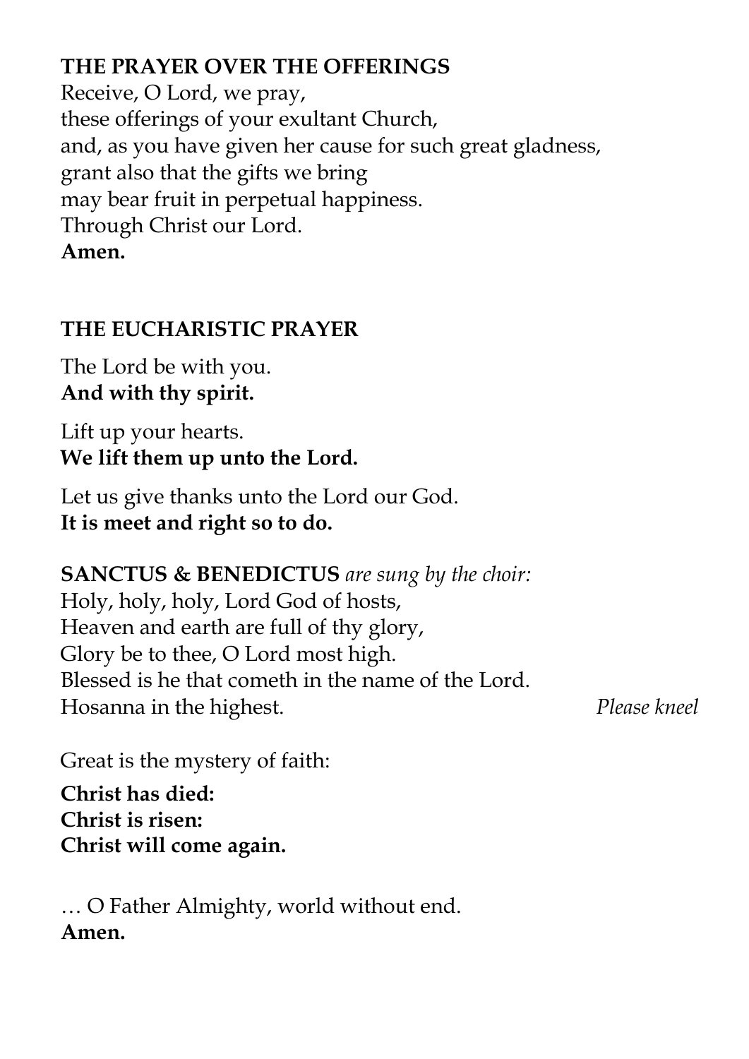**THE PRAYER OVER THE OFFERINGS**
Receive, O Lord, we pray,
these offerings of your exultant Church,
and, as you have given her cause for such great gladness,
grant also that the gifts we bring
may bear fruit in perpetual happiness.
Through Christ our Lord.
**Amen.**

**THE EUCHARISTIC PRAYER**

The Lord be with you.
**And with thy spirit.**

Lift up your hearts.
**We lift them up unto the Lord.**

Let us give thanks unto the Lord our God.
**It is meet and right so to do.**

**SANCTUS & BENEDICTUS** *are sung by the choir:*
Holy, holy, holy, Lord God of hosts,
Heaven and earth are full of thy glory,
Glory be to thee, O Lord most high.
Blessed is he that cometh in the name of the Lord.
Hosanna in the highest. *Please kneel*

Great is the mystery of faith:

**Christ has died:**
**Christ is risen:**
**Christ will come again.**

… O Father Almighty, world without end.
**Amen.**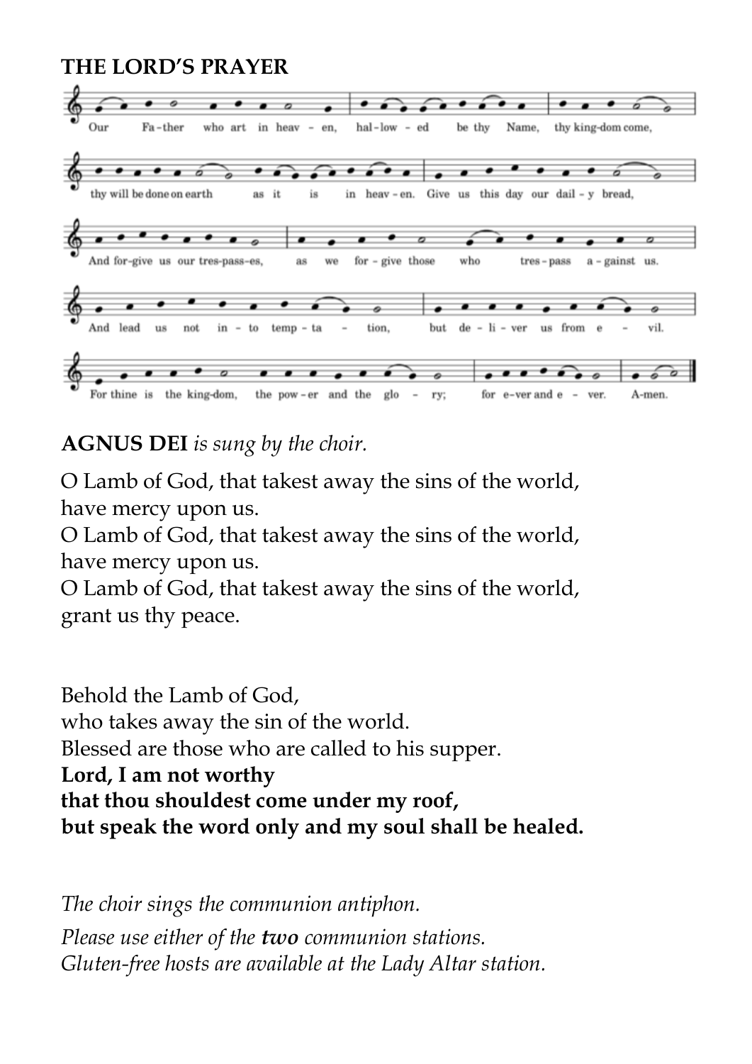**THE LORD'S PRAYER**

Our Father who art in heaven, hallowed be thy Name, thy kingdom come,
thy will be done on earth as it is in heaven. Give us this day our daily bread,
And forgive us our trespasses, as we forgive those who trespass against us.
And lead us not into temptation, but deliver us from evil.
For thine is the kingdom, the power and the glory; for ever and ever. Amen.

**AGNUS DEI** *is sung by the choir.*

O Lamb of God, that takest away the sins of the world,
have mercy upon us.
O Lamb of God, that takest away the sins of the world,
have mercy upon us.
O Lamb of God, that takest away the sins of the world,
grant us thy peace.

Behold the Lamb of God,
who takes away the sin of the world.
Blessed are those who are called to his supper.
**Lord, I am not worthy**
**that thou shouldest come under my roof,**
**but speak the word only and my soul shall be healed.**

*The choir sings the communion antiphon.*

*Please use either of the* ***two*** *communion stations.*
*Gluten-free hosts are available at the Lady Altar station.*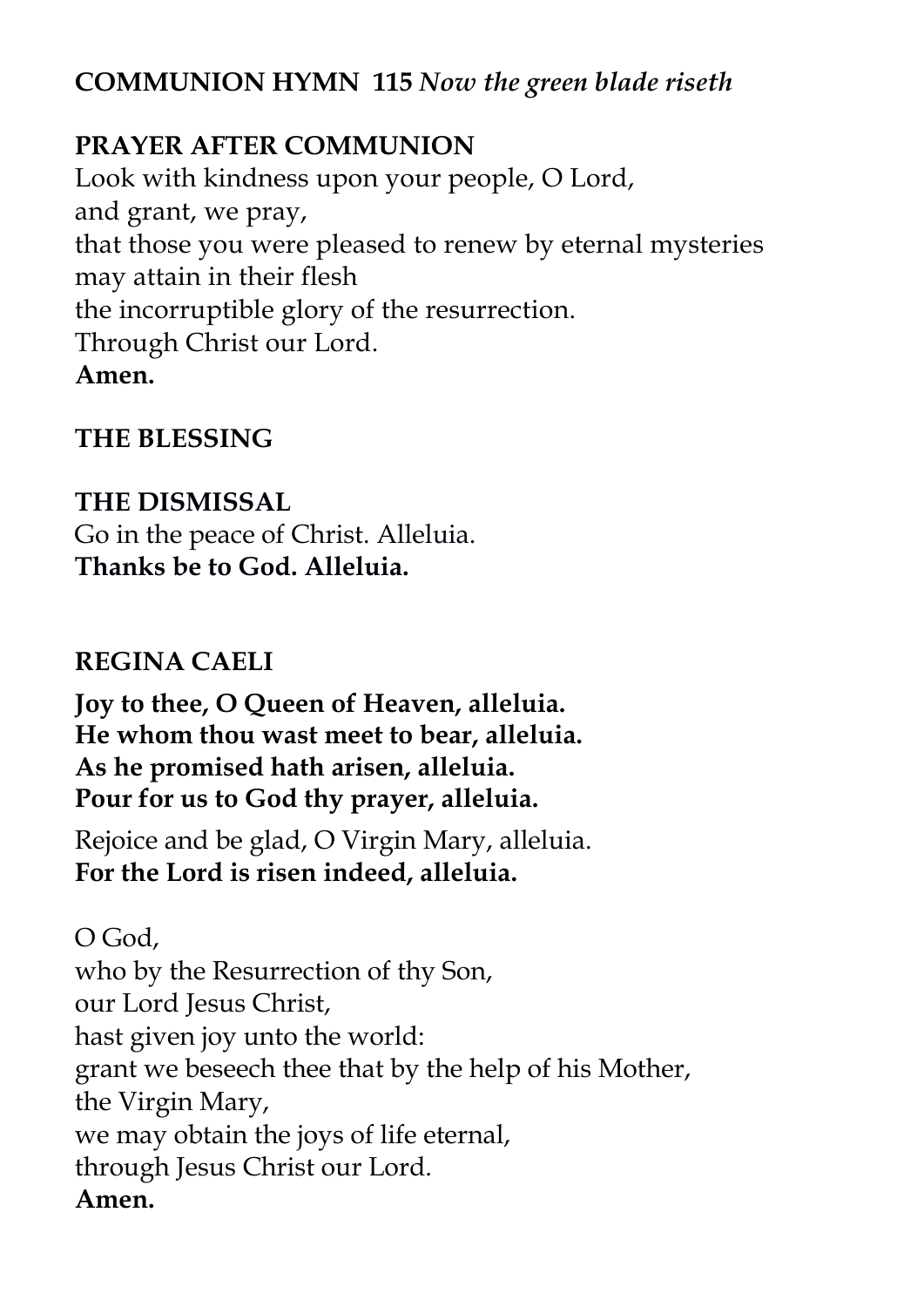**COMMUNION HYMN 115** ***Now the green blade riseth***

**PRAYER AFTER COMMUNION**

Look with kindness upon your people, O Lord,
and grant, we pray,
that those you were pleased to renew by eternal mysteries
may attain in their flesh
the incorruptible glory of the resurrection.
Through Christ our Lord.
**Amen.**

**THE BLESSING**

**THE DISMISSAL**

Go in the peace of Christ. Alleluia.
**Thanks be to God. Alleluia.**

**REGINA CAELI**

**Joy to thee, O Queen of Heaven, alleluia.**
**He whom thou wast meet to bear, alleluia.**
**As he promised hath arisen, alleluia.**
**Pour for us to God thy prayer, alleluia.**

Rejoice and be glad, O Virgin Mary, alleluia.
**For the Lord is risen indeed, alleluia.**

O God,
who by the Resurrection of thy Son,
our Lord Jesus Christ,
hast given joy unto the world:
grant we beseech thee that by the help of his Mother,
the Virgin Mary,
we may obtain the joys of life eternal,
through Jesus Christ our Lord.
**Amen.**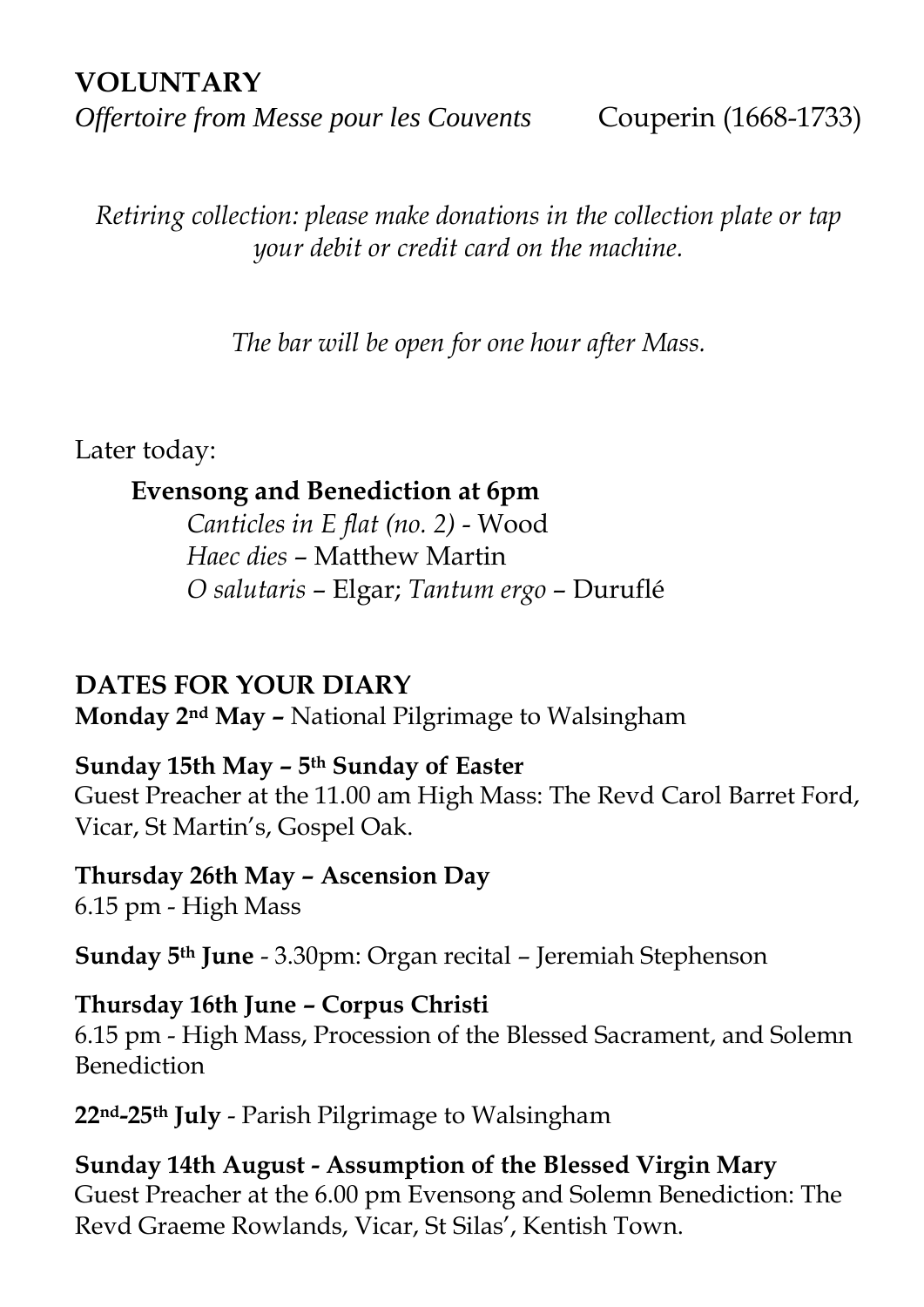## VOLUNTARY

*Offertoire from Messe pour les Couvents* Couperin (1668-1733)

*Retiring collection: please make donations in the collection plate or tap your debit or credit card on the machine.*

*The bar will be open for one hour after Mass.*

Later today:

**Evensong and Benediction at 6pm**
*Canticles in E flat (no. 2)* - Wood
*Haec dies* – Matthew Martin
*O salutaris* – Elgar; *Tantum ergo* – Duruflé

## DATES FOR YOUR DIARY

**Monday 2nd May –** National Pilgrimage to Walsingham

**Sunday 15th May – 5th Sunday of Easter**
Guest Preacher at the 11.00 am High Mass: The Revd Carol Barret Ford, Vicar, St Martin's, Gospel Oak.

**Thursday 26th May – Ascension Day**
6.15 pm - High Mass

**Sunday 5th June** - 3.30pm: Organ recital – Jeremiah Stephenson

**Thursday 16th June – Corpus Christi**
6.15 pm - High Mass, Procession of the Blessed Sacrament, and Solemn Benediction

**22nd-25th July** - Parish Pilgrimage to Walsingham

**Sunday 14th August - Assumption of the Blessed Virgin Mary**
Guest Preacher at the 6.00 pm Evensong and Solemn Benediction: The Revd Graeme Rowlands, Vicar, St Silas', Kentish Town.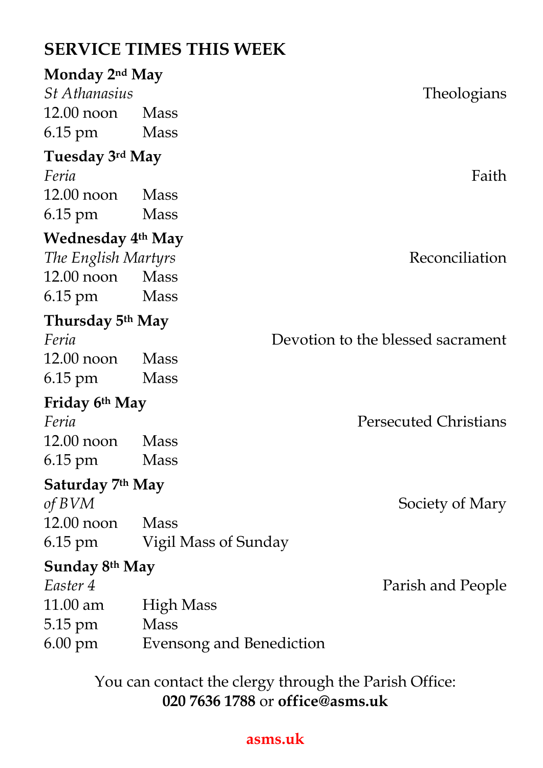## SERVICE TIMES THIS WEEK

**Monday 2nd May**
*St Athanasius* — Theologians
12.00 noon  Mass
6.15 pm  Mass

**Tuesday 3rd May**
*Feria* — Faith
12.00 noon  Mass
6.15 pm  Mass

**Wednesday 4th May**
*The English Martyrs* — Reconciliation
12.00 noon  Mass
6.15 pm  Mass

**Thursday 5th May**
*Feria* — Devotion to the blessed sacrament
12.00 noon  Mass
6.15 pm  Mass

**Friday 6th May**
*Feria* — Persecuted Christians
12.00 noon  Mass
6.15 pm  Mass

**Saturday 7th May**
*of BVM* — Society of Mary
12.00 noon  Mass
6.15 pm  Vigil Mass of Sunday

**Sunday 8th May**
*Easter 4* — Parish and People
11.00 am  High Mass
5.15 pm  Mass
6.00 pm  Evensong and Benediction

You can contact the clergy through the Parish Office:
**020 7636 1788** or **office@asms.uk**

**asms.uk**